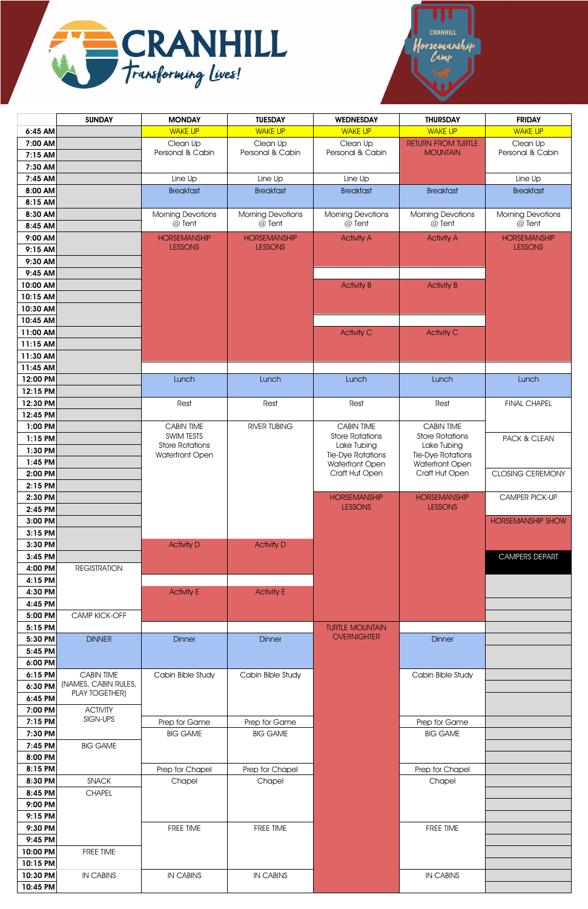# CRANHILL

*Transforming Lives!*

CRANHILL Horsemanship Camp

| | SUNDAY | MONDAY | TUESDAY | WEDNESDAY | THURSDAY | FRIDAY |
|---|---|---|---|---|---|---|
| 6:45 AM | | WAKE UP | WAKE UP | WAKE UP | WAKE UP | WAKE UP |
| 7:00 AM | | Clean Up Personal & Cabin | Clean Up Personal & Cabin | Clean Up Personal & Cabin | RETURN FROM TURTLE MOUNTAIN | Clean Up Personal & Cabin |
| 7:15 AM | | | | | | |
| 7:30 AM | | | | | | |
| 7:45 AM | | Line Up | Line Up | Line Up | | Line Up |
| 8:00 AM | | Breakfast | Breakfast | Breakfast | Breakfast | Breakfast |
| 8:15 AM | | | | | | |
| 8:30 AM | | Morning Devotions @ Tent | Morning Devotions @ Tent | Morning Devotions @ Tent | Morning Devotions @ Tent | Morning Devotions @ Tent |
| 8:45 AM | | | | | | |
| 9:00 AM | | HORSEMANSHIP LESSONS | HORSEMANSHIP LESSONS | Activity A | Activity A | HORSEMANSHIP LESSONS |
| 9:15 AM | | | | | | |
| 9:30 AM | | | | | | |
| 9:45 AM | | | | | | |
| 10:00 AM | | | | Activity B | Activity B | |
| 10:15 AM | | | | | | |
| 10:30 AM | | | | | | |
| 10:45 AM | | | | | | |
| 11:00 AM | | | | Activity C | Activity C | |
| 11:15 AM | | | | | | |
| 11:30 AM | | | | | | |
| 11:45 AM | | | | | | |
| 12:00 PM | | Lunch | Lunch | Lunch | Lunch | Lunch |
| 12:15 PM | | | | | | |
| 12:30 PM | | Rest | Rest | Rest | Rest | FINAL CHAPEL |
| 12:45 PM | | | | | | |
| 1:00 PM | | CABIN TIME SWIM TESTS Store Rotations Waterfront Open | RIVER TUBING | CABIN TIME Store Rotations Lake Tubing Tie-Dye Rotations Waterfront Open Craft Hut Open | CABIN TIME Store Rotations Lake Tubing Tie-Dye Rotations Waterfront Open Craft Hut Open | |
| 1:15 PM | | | | | | PACK & CLEAN |
| 1:30 PM | | | | | | |
| 1:45 PM | | | | | | |
| 2:00 PM | | | | | | CLOSING CEREMONY |
| 2:15 PM | | | | | | |
| 2:30 PM | | | | HORSEMANSHIP LESSONS | HORSEMANSHIP LESSONS | CAMPER PICK-UP |
| 2:45 PM | | | | | | |
| 3:00 PM | | | | | | HORSEMANSHIP SHOW |
| 3:15 PM | | | | | | |
| 3:30 PM | | Activity D | Activity D | | | |
| 3:45 PM | | | | | | CAMPERS DEPART |
| 4:00 PM | REGISTRATION | | | | | |
| 4:15 PM | | | | | | |
| 4:30 PM | | Activity E | Activity E | | | |
| 4:45 PM | | | | | | |
| 5:00 PM | CAMP KICK-OFF | | | | | |
| 5:15 PM | | | | TURTLE MOUNTAIN OVERNIGHTER | | |
| 5:30 PM | DINNER | Dinner | Dinner | | Dinner | |
| 5:45 PM | | | | | | |
| 6:00 PM | | | | | | |
| 6:15 PM | CABIN TIME (NAMES, CABIN RULES, PLAY TOGETHER) | Cabin Bible Study | Cabin Bible Study | | Cabin Bible Study | |
| 6:30 PM | | | | | | |
| 6:45 PM | | | | | | |
| 7:00 PM | ACTIVITY SIGN-UPS | | | | | |
| 7:15 PM | | Prep for Game | Prep for Game | | Prep for Game | |
| 7:30 PM | | BIG GAME | BIG GAME | | BIG GAME | |
| 7:45 PM | BIG GAME | | | | | |
| 8:00 PM | | | | | | |
| 8:15 PM | | Prep for Chapel | Prep for Chapel | | Prep for Chapel | |
| 8:30 PM | SNACK | Chapel | Chapel | | Chapel | |
| 8:45 PM | CHAPEL | | | | | |
| 9:00 PM | | | | | | |
| 9:15 PM | | | | | | |
| 9:30 PM | | FREE TIME | FREE TIME | | FREE TIME | |
| 9:45 PM | | | | | | |
| 10:00 PM | FREE TIME | | | | | |
| 10:15 PM | | | | | | |
| 10:30 PM | IN CABINS | IN CABINS | IN CABINS | | IN CABINS | |
| 10:45 PM | | | | | | |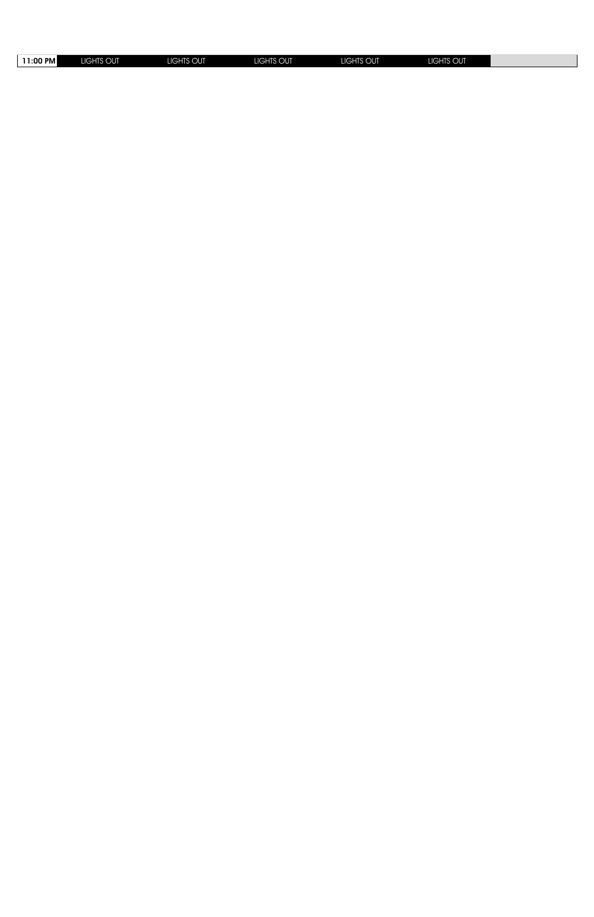| | | | | | | |
|---|---|---|---|---|---|---|
| **11:00 PM** | LIGHTS OUT | LIGHTS OUT | LIGHTS OUT | LIGHTS OUT | LIGHTS OUT | |